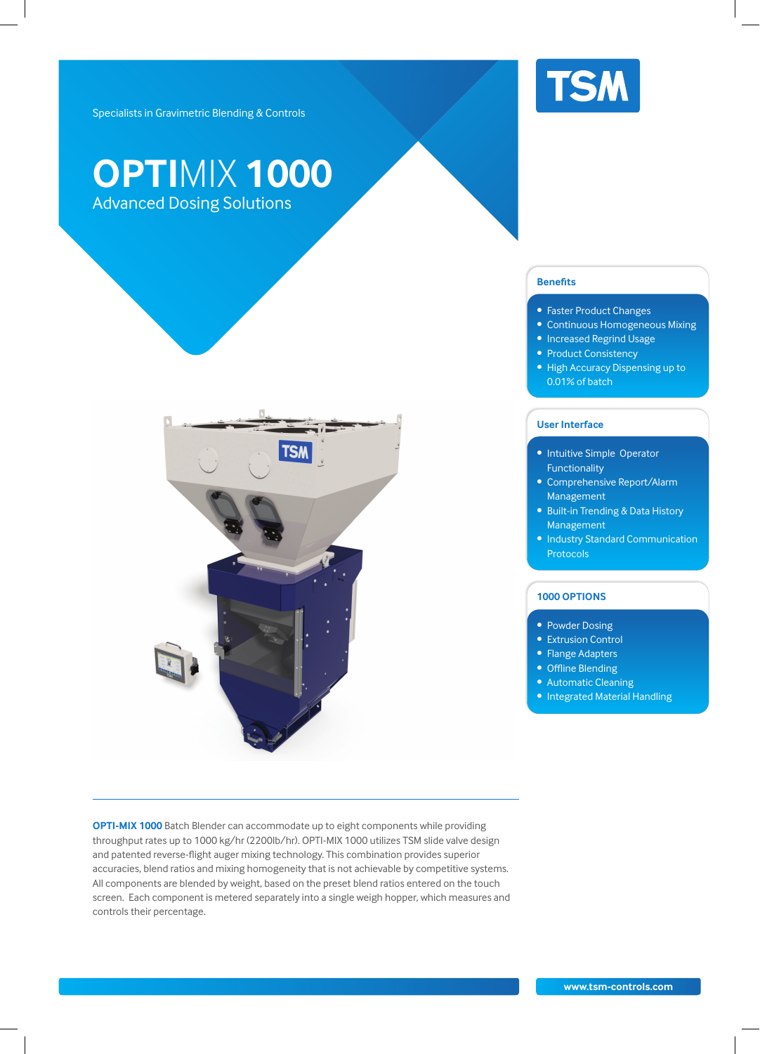Specialists in Gravimetric Blending & Controls

# OPTIMIX 1000

## Advanced Dosing Solutions

TSM

### Benefits

- Faster Product Changes
- Continuous Homogeneous Mixing
- Increased Regrind Usage
- Product Consistency
- High Accuracy Dispensing up to 0.01% of batch

### User Interface

- Intuitive Simple Operator Functionality
- Comprehensive Report/Alarm Management
- Built-in Trending & Data History Management
- Industry Standard Communication Protocols

### 1000 OPTIONS

- Powder Dosing
- Extrusion Control
- Flange Adapters
- Offline Blending
- Automatic Cleaning
- Integrated Material Handling

---

**OPTI-MIX 1000** Batch Blender can accommodate up to eight components while providing throughput rates up to 1000 kg/hr (2200lb/hr). OPTI-MIX 1000 utilizes TSM slide valve design and patented reverse-flight auger mixing technology. This combination provides superior accuracies, blend ratios and mixing homogeneity that is not achievable by competitive systems. All components are blended by weight, based on the preset blend ratios entered on the touch screen. Each component is metered separately into a single weigh hopper, which measures and controls their percentage.

www.tsm-controls.com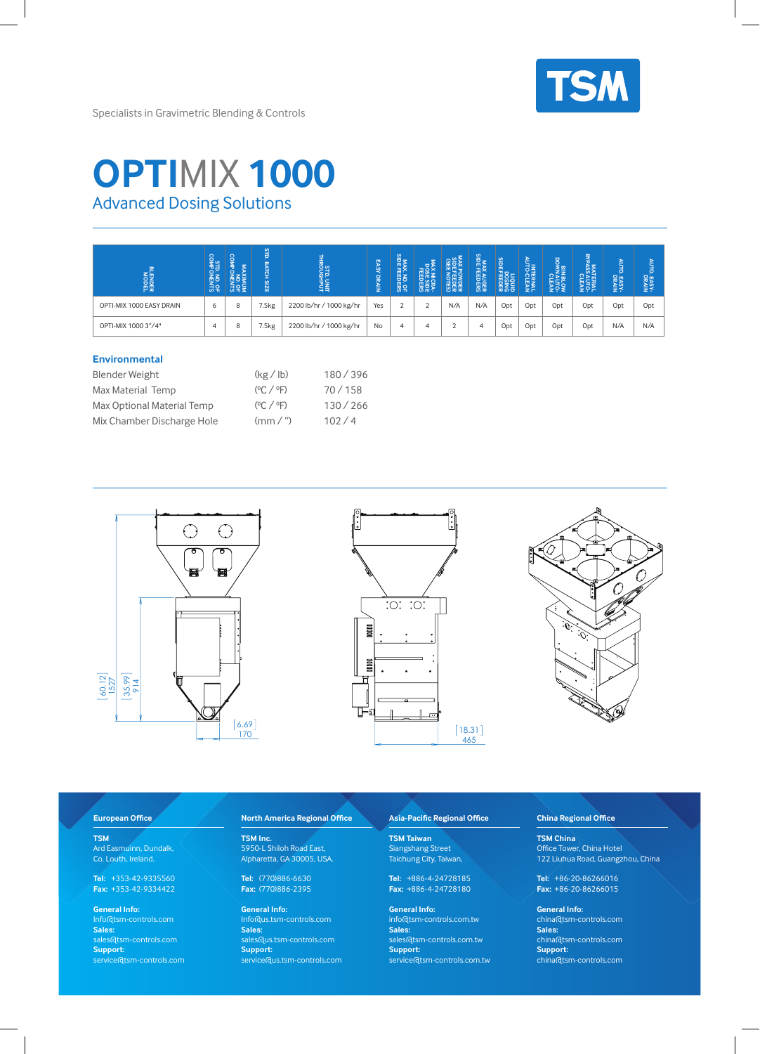Specialists in Gravimetric Blending & Controls

# OPTIMIX 1000

## Advanced Dosing Solutions

| BLENDER MODEL | STD. NO. OF COMPONENTS | MAXIMUM NO. OF COMPONENTS | STD. BATCH SIZE | STD. UNIT THROUGHPUT | EASY DRAIN | MAX. NO. OF SIDE FEEDERS | MAX MICRA-DOSE SIDE FEEDERS | MAX POWDER SIDE FEEDER (SEE NOTES) | MAX AUGER SIDE FEEDERS | LIQUID DOSING SIDEFEEDER | INTERNAL AUTO-CLEAN | BIN BLOW DOWN AUTO-CLEAN | MATERIAL BYPASS AUTO-CLEAN | AUTO EASY-DRAIN | AUTO. EASY-DRAIN |
|---|---|---|---|---|---|---|---|---|---|---|---|---|---|---|---|
| OPTI-MIX 1000 EASY DRAIN | 6 | 8 | 7.5kg | 2200 lb/hr / 1000 kg/hr | Yes | 2 | 2 | N/A | N/A | Opt | Opt | Opt | Opt | Opt | Opt |
| OPTI-MIX 1000 3"/4" | 4 | 8 | 7.5kg | 2200 lb/hr / 1000 kg/hr | No | 4 | 4 | 2 | 4 | Opt | Opt | Opt | Opt | N/A | N/A |

### Environmental

| | | |
|---|---|---|
| Blender Weight | (kg / lb) | 180 / 396 |
| Max Material Temp | (ºC / ºF) | 70 / 158 |
| Max Optional Material Temp | (ºC / ºF) | 130 / 266 |
| Mix Chamber Discharge Hole | (mm / ") | 102 / 4 |

[60.12] 1527

[35.99] 914

[6.69] 170

[18.31] 465

**European Office**

**TSM**
Ard Easmuinn, Dundalk,
Co. Louth, Ireland.

**Tel:** +353-42-9335560
**Fax:** +353-42-9334422

**General Info:**
Info@tsm-controls.com
**Sales:**
sales@tsm-controls.com
**Support:**
service@tsm-controls.com

**North America Regional Office**

**TSM Inc.**
5950-L Shiloh Road East,
Alpharetta, GA 30005, USA.

**Tel:** (770)886-6630
**Fax:** (770)886-2395

**General Info:**
Info@us.tsm-controls.com
**Sales:**
sales@us.tsm-controls.com
**Support:**
service@us.tsm-controls.com

**Asia-Pacific Regional Office**

**TSM Taiwan**
Siangshang Street
Taichung City, Taiwan,

**Tel:** +886-4-24728185
**Fax:** +886-4-24728180

**General Info:**
info@tsm-controls.com.tw
**Sales:**
sales@tsm-controls.com.tw
**Support:**
service@tsm-controls.com.tw

**China Regional Office**

**TSM China**
Office Tower, China Hotel
122 Liuhua Road, Guangzhou, China

**Tel:** +86-20-86266016
**Fax:** +86-20-86266015

**General Info:**
china@tsm-controls.com
**Sales:**
china@tsm-controls.com
**Support:**
china@tsm-controls.com